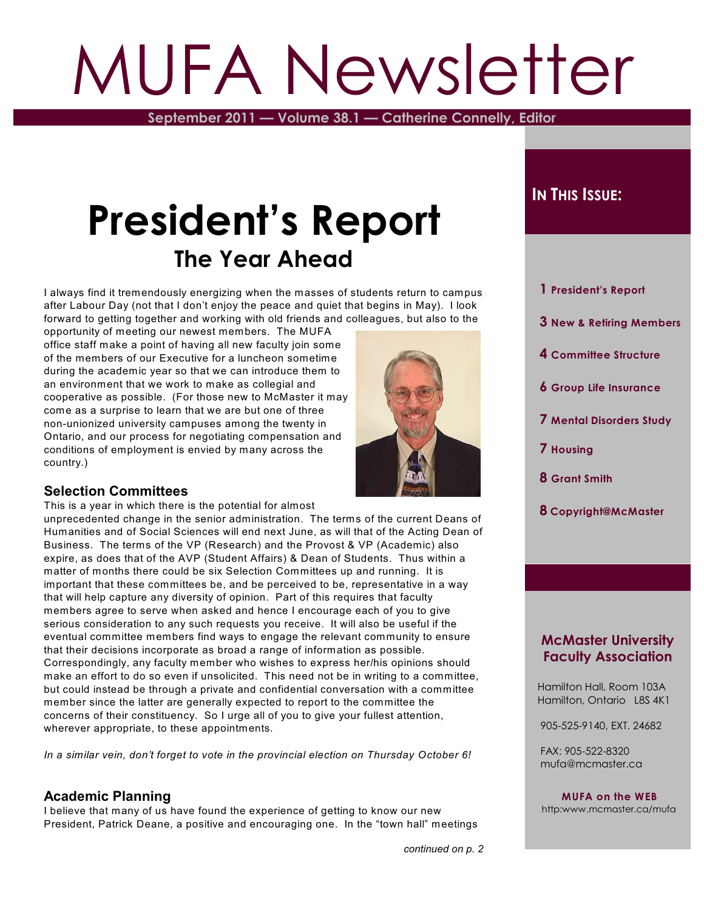# MUFA Newsletter

**September 2011 — Volume 38.1 — Catherine Connelly, Editor**

# President's Report

## The Year Ahead

I always find it tremendously energizing when the masses of students return to campus after Labour Day (not that I don't enjoy the peace and quiet that begins in May). I look forward to getting together and working with old friends and colleagues, but also to the opportunity of meeting our newest members. The MUFA office staff make a point of having all new faculty join some of the members of our Executive for a luncheon sometime during the academic year so that we can introduce them to an environment that we work to make as collegial and cooperative as possible. (For those new to McMaster it may come as a surprise to learn that we are but one of three non-unionized university campuses among the twenty in Ontario, and our process for negotiating compensation and conditions of employment is envied by many across the country.)

### Selection Committees

This is a year in which there is the potential for almost unprecedented change in the senior administration. The terms of the current Deans of Humanities and of Social Sciences will end next June, as will that of the Acting Dean of Business. The terms of the VP (Research) and the Provost & VP (Academic) also expire, as does that of the AVP (Student Affairs) & Dean of Students. Thus within a matter of months there could be six Selection Committees up and running. It is important that these committees be, and be perceived to be, representative in a way that will help capture any diversity of opinion. Part of this requires that faculty members agree to serve when asked and hence I encourage each of you to give serious consideration to any such requests you receive. It will also be useful if the eventual committee members find ways to engage the relevant community to ensure that their decisions incorporate as broad a range of information as possible. Correspondingly, any faculty member who wishes to express her/his opinions should make an effort to do so even if unsolicited. This need not be in writing to a committee, but could instead be through a private and confidential conversation with a committee member since the latter are generally expected to report to the committee the concerns of their constituency. So I urge all of you to give your fullest attention, wherever appropriate, to these appointments.

*In a similar vein, don't forget to vote in the provincial election on Thursday October 6!*

### Academic Planning

I believe that many of us have found the experience of getting to know our new President, Patrick Deane, a positive and encouraging one. In the "town hall" meetings

*continued on p. 2*

**In This Issue:**

- 1 President's Report
- 3 New & Retiring Members
- 4 Committee Structure
- 6 Group Life Insurance
- 7 Mental Disorders Study
- 7 Housing
- 8 Grant Smith
- 8 Copyright@McMaster

**McMaster University Faculty Association**

Hamilton Hall, Room 103A
Hamilton, Ontario L8S 4K1

905-525-9140, EXT. 24682

FAX: 905-522-8320
mufa@mcmaster.ca

**MUFA on the WEB**
http:www.mcmaster.ca/mufa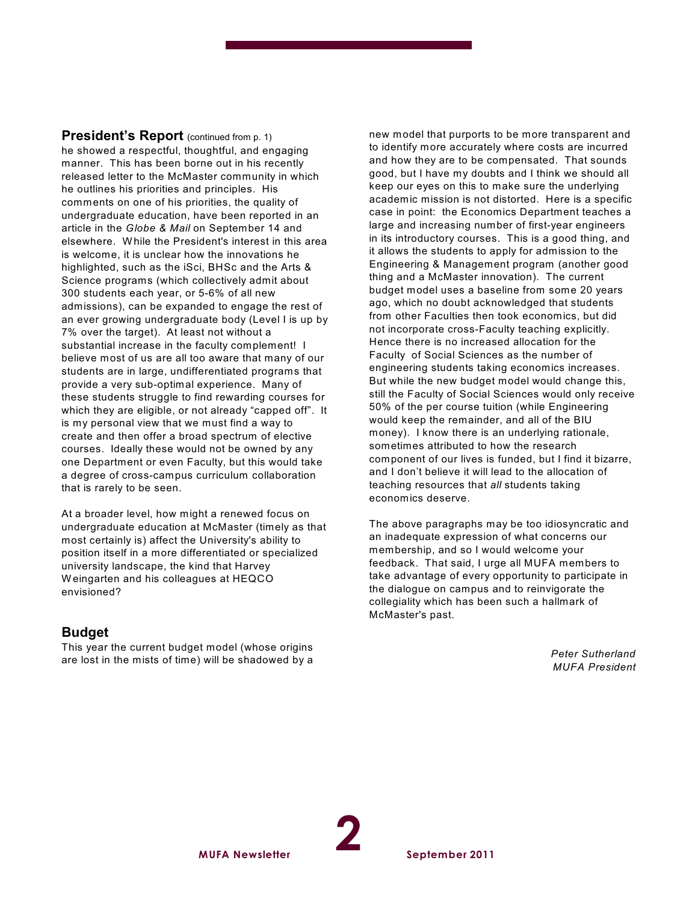## President's Report (continued from p. 1)

he showed a respectful, thoughtful, and engaging manner. This has been borne out in his recently released letter to the McMaster community in which he outlines his priorities and principles. His comments on one of his priorities, the quality of undergraduate education, have been reported in an article in the *Globe & Mail* on September 14 and elsewhere. While the President's interest in this area is welcome, it is unclear how the innovations he highlighted, such as the iSci, BHSc and the Arts & Science programs (which collectively admit about 300 students each year, or 5-6% of all new admissions), can be expanded to engage the rest of an ever growing undergraduate body (Level I is up by 7% over the target). At least not without a substantial increase in the faculty complement! I believe most of us are all too aware that many of our students are in large, undifferentiated programs that provide a very sub-optimal experience. Many of these students struggle to find rewarding courses for which they are eligible, or not already "capped off". It is my personal view that we must find a way to create and then offer a broad spectrum of elective courses. Ideally these would not be owned by any one Department or even Faculty, but this would take a degree of cross-campus curriculum collaboration that is rarely to be seen.

At a broader level, how might a renewed focus on undergraduate education at McMaster (timely as that most certainly is) affect the University's ability to position itself in a more differentiated or specialized university landscape, the kind that Harvey Weingarten and his colleagues at HEQCO envisioned?

## Budget

This year the current budget model (whose origins are lost in the mists of time) will be shadowed by a new model that purports to be more transparent and to identify more accurately where costs are incurred and how they are to be compensated. That sounds good, but I have my doubts and I think we should all keep our eyes on this to make sure the underlying academic mission is not distorted. Here is a specific case in point: the Economics Department teaches a large and increasing number of first-year engineers in its introductory courses. This is a good thing, and it allows the students to apply for admission to the Engineering & Management program (another good thing and a McMaster innovation). The current budget model uses a baseline from some 20 years ago, which no doubt acknowledged that students from other Faculties then took economics, but did not incorporate cross-Faculty teaching explicitly. Hence there is no increased allocation for the Faculty of Social Sciences as the number of engineering students taking economics increases. But while the new budget model would change this, still the Faculty of Social Sciences would only receive 50% of the per course tuition (while Engineering would keep the remainder, and all of the BIU money). I know there is an underlying rationale, sometimes attributed to how the research component of our lives is funded, but I find it bizarre, and I don't believe it will lead to the allocation of teaching resources that *all* students taking economics deserve.

The above paragraphs may be too idiosyncratic and an inadequate expression of what concerns our membership, and so I would welcome your feedback. That said, I urge all MUFA members to take advantage of every opportunity to participate in the dialogue on campus and to reinvigorate the collegiality which has been such a hallmark of McMaster's past.

*Peter Sutherland*
*MUFA President*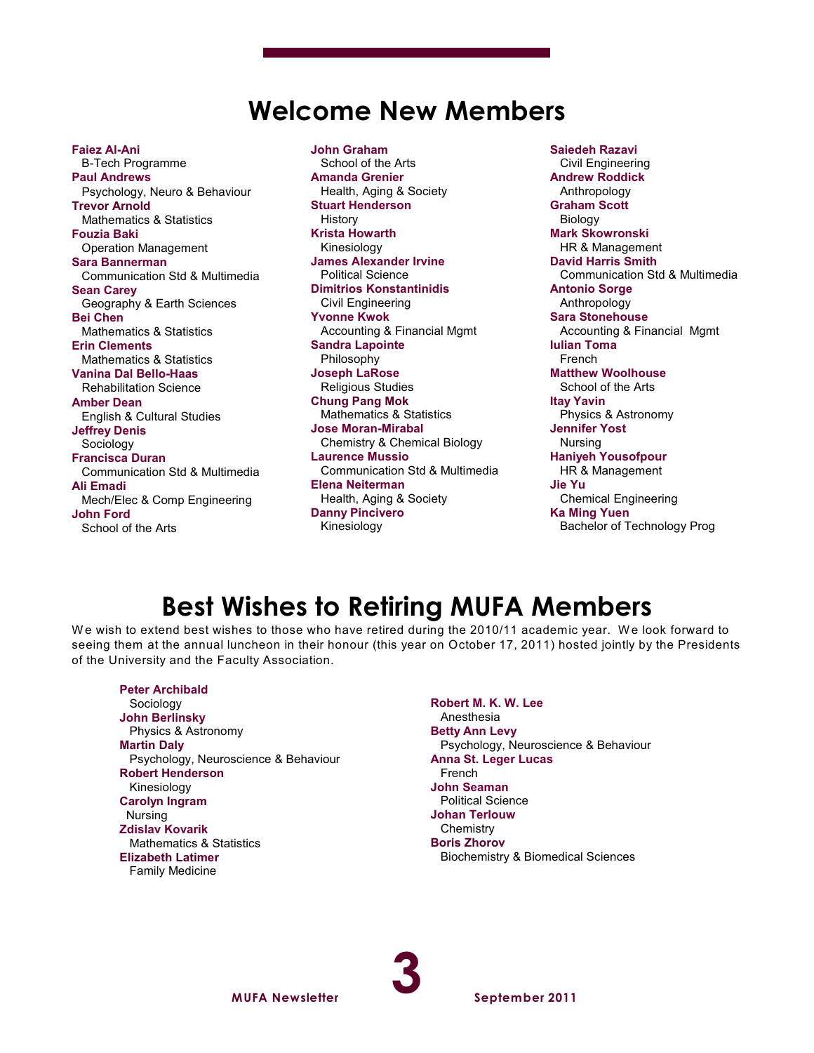# Welcome New Members

**Faiez Al-Ani**
B-Tech Programme
**Paul Andrews**
Psychology, Neuro & Behaviour
**Trevor Arnold**
Mathematics & Statistics
**Fouzia Baki**
Operation Management
**Sara Bannerman**
Communication Std & Multimedia
**Sean Carey**
Geography & Earth Sciences
**Bei Chen**
Mathematics & Statistics
**Erin Clements**
Mathematics & Statistics
**Vanina Dal Bello-Haas**
Rehabilitation Science
**Amber Dean**
English & Cultural Studies
**Jeffrey Denis**
Sociology
**Francisca Duran**
Communication Std & Multimedia
**Ali Emadi**
Mech/Elec & Comp Engineering
**John Ford**
School of the Arts
**John Graham**
School of the Arts
**Amanda Grenier**
Health, Aging & Society
**Stuart Henderson**
History
**Krista Howarth**
Kinesiology
**James Alexander Irvine**
Political Science
**Dimitrios Konstantinidis**
Civil Engineering
**Yvonne Kwok**
Accounting & Financial Mgmt
**Sandra Lapointe**
Philosophy
**Joseph LaRose**
Religious Studies
**Chung Pang Mok**
Mathematics & Statistics
**Jose Moran-Mirabal**
Chemistry & Chemical Biology
**Laurence Mussio**
Communication Std & Multimedia
**Elena Neiterman**
Health, Aging & Society
**Danny Pincivero**
Kinesiology
**Saiedeh Razavi**
Civil Engineering
**Andrew Roddick**
Anthropology
**Graham Scott**
Biology
**Mark Skowronski**
HR & Management
**David Harris Smith**
Communication Std & Multimedia
**Antonio Sorge**
Anthropology
**Sara Stonehouse**
Accounting & Financial Mgmt
**Iulian Toma**
French
**Matthew Woolhouse**
School of the Arts
**Itay Yavin**
Physics & Astronomy
**Jennifer Yost**
Nursing
**Haniyeh Yousofpour**
HR & Management
**Jie Yu**
Chemical Engineering
**Ka Ming Yuen**
Bachelor of Technology Prog

# Best Wishes to Retiring MUFA Members

We wish to extend best wishes to those who have retired during the 2010/11 academic year. We look forward to seeing them at the annual luncheon in their honour (this year on October 17, 2011) hosted jointly by the Presidents of the University and the Faculty Association.

**Peter Archibald**
Sociology
**John Berlinsky**
Physics & Astronomy
**Martin Daly**
Psychology, Neuroscience & Behaviour
**Robert Henderson**
Kinesiology
**Carolyn Ingram**
Nursing
**Zdislav Kovarik**
Mathematics & Statistics
**Elizabeth Latimer**
Family Medicine
**Robert M. K. W. Lee**
Anesthesia
**Betty Ann Levy**
Psychology, Neuroscience & Behaviour
**Anna St. Leger Lucas**
French
**John Seaman**
Political Science
**Johan Terlouw**
Chemistry
**Boris Zhorov**
Biochemistry & Biomedical Sciences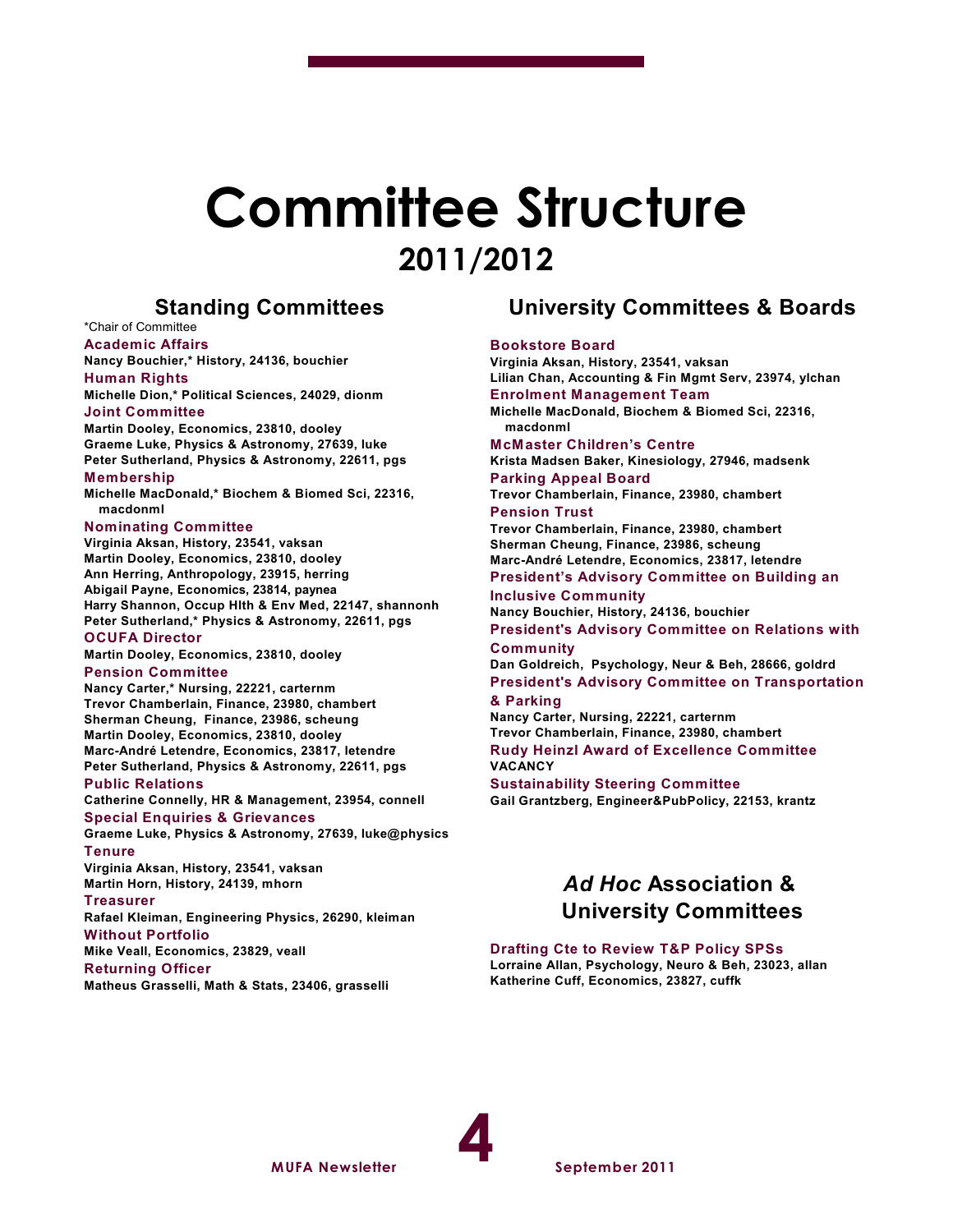# Committee Structure

## 2011/2012

### Standing Committees

*Chair of Committee

**Academic Affairs**
Nancy Bouchier,* History, 24136, bouchier

**Human Rights**
Michelle Dion,* Political Sciences, 24029, dionm

**Joint Committee**
Martin Dooley, Economics, 23810, dooley
Graeme Luke, Physics & Astronomy, 27639, luke
Peter Sutherland, Physics & Astronomy, 22611, pgs

**Membership**
Michelle MacDonald,* Biochem & Biomed Sci, 22316, macdonml

**Nominating Committee**
Virginia Aksan, History, 23541, vaksan
Martin Dooley, Economics, 23810, dooley
Ann Herring, Anthropology, 23915, herring
Abigail Payne, Economics, 23814, paynea
Harry Shannon, Occup Hlth & Env Med, 22147, shannonh
Peter Sutherland,* Physics & Astronomy, 22611, pgs

**OCUFA Director**
Martin Dooley, Economics, 23810, dooley

**Pension Committee**
Nancy Carter,* Nursing, 22221, carternm
Trevor Chamberlain, Finance, 23980, chambert
Sherman Cheung, Finance, 23986, scheung
Martin Dooley, Economics, 23810, dooley
Marc-André Letendre, Economics, 23817, letendre
Peter Sutherland, Physics & Astronomy, 22611, pgs

**Public Relations**
Catherine Connelly, HR & Management, 23954, connell

**Special Enquiries & Grievances**
Graeme Luke, Physics & Astronomy, 27639, luke@physics

**Tenure**
Virginia Aksan, History, 23541, vaksan
Martin Horn, History, 24139, mhorn

**Treasurer**
Rafael Kleiman, Engineering Physics, 26290, kleiman

**Without Portfolio**
Mike Veall, Economics, 23829, veall

**Returning Officer**
Matheus Grasselli, Math & Stats, 23406, grasselli

### University Committees & Boards

**Bookstore Board**
Virginia Aksan, History, 23541, vaksan
Lilian Chan, Accounting & Fin Mgmt Serv, 23974, ylchan

**Enrolment Management Team**
Michelle MacDonald, Biochem & Biomed Sci, 22316, macdonml

**McMaster Children's Centre**
Krista Madsen Baker, Kinesiology, 27946, madsenk

**Parking Appeal Board**
Trevor Chamberlain, Finance, 23980, chambert

**Pension Trust**
Trevor Chamberlain, Finance, 23980, chambert
Sherman Cheung, Finance, 23986, scheung
Marc-André Letendre, Economics, 23817, letendre

**President's Advisory Committee on Building an Inclusive Community**
Nancy Bouchier, History, 24136, bouchier

**President's Advisory Committee on Relations with Community**
Dan Goldreich, Psychology, Neur & Beh, 28666, goldrd

**President's Advisory Committee on Transportation & Parking**
Nancy Carter, Nursing, 22221, carternm
Trevor Chamberlain, Finance, 23980, chambert

**Rudy Heinzl Award of Excellence Committee**
VACANCY

**Sustainability Steering Committee**
Gail Grantzberg, Engineer&PubPolicy, 22153, krantz

### *Ad Hoc* Association & University Committees

**Drafting Cte to Review T&P Policy SPSs**
Lorraine Allan, Psychology, Neuro & Beh, 23023, allan
Katherine Cuff, Economics, 23827, cuffk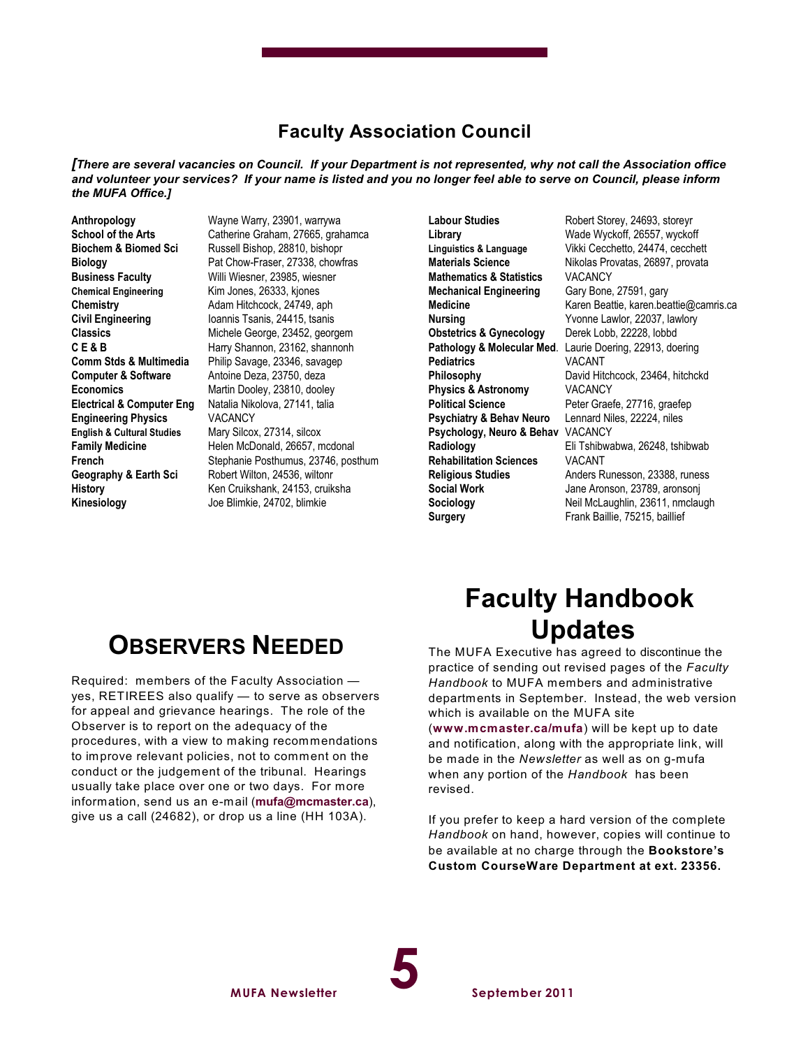## Faculty Association Council

***[There are several vacancies on Council. If your Department is not represented, why not call the Association office and volunteer your services? If your name is listed and you no longer feel able to serve on Council, please inform the MUFA Office.]***

| Department | Representative |
|---|---|
| **Anthropology** | Wayne Warry, 23901, warrywa |
| **School of the Arts** | Catherine Graham, 27665, grahamca |
| **Biochem & Biomed Sci** | Russell Bishop, 28810, bishopr |
| **Biology** | Pat Chow-Fraser, 27338, chowfras |
| **Business Faculty** | Willi Wiesner, 23985, wiesner |
| **Chemical Engineering** | Kim Jones, 26333, kjones |
| **Chemistry** | Adam Hitchcock, 24749, aph |
| **Civil Engineering** | Ioannis Tsanis, 24415, tsanis |
| **Classics** | Michele George, 23452, georgem |
| **C E & B** | Harry Shannon, 23162, shannonh |
| **Comm Stds & Multimedia** | Philip Savage, 23346, savagep |
| **Computer & Software** | Antoine Deza, 23750, deza |
| **Economics** | Martin Dooley, 23810, dooley |
| **Electrical & Computer Eng** | Natalia Nikolova, 27141, talia |
| **Engineering Physics** | VACANCY |
| **English & Cultural Studies** | Mary Silcox, 27314, silcox |
| **Family Medicine** | Helen McDonald, 26657, mcdonal |
| **French** | Stephanie Posthumus, 23746, posthum |
| **Geography & Earth Sci** | Robert Wilton, 24536, wiltonr |
| **History** | Ken Cruikshank, 24153, cruiksha |
| **Kinesiology** | Joe Blimkie, 24702, blimkie |
| **Labour Studies** | Robert Storey, 24693, storeyr |
| **Library** | Wade Wyckoff, 26557, wyckoff |
| **Linguistics & Language** | Vikki Cecchetto, 24474, cecchett |
| **Materials Science** | Nikolas Provatas, 26897, provata |
| **Mathematics & Statistics** | VACANCY |
| **Mechanical Engineering** | Gary Bone, 27591, gary |
| **Medicine** | Karen Beattie, karen.beattie@camris.ca |
| **Nursing** | Yvonne Lawlor, 22037, lawlory |
| **Obstetrics & Gynecology** | Derek Lobb, 22228, lobbd |
| **Pathology & Molecular Med.** | Laurie Doering, 22913, doering |
| **Pediatrics** | VACANT |
| **Philosophy** | David Hitchcock, 23464, hitchckd |
| **Physics & Astronomy** | VACANCY |
| **Political Science** | Peter Graefe, 27716, graefep |
| **Psychiatry & Behav Neuro** | Lennard Niles, 22224, niles |
| **Psychology, Neuro & Behav** | VACANCY |
| **Radiology** | Eli Tshibwabwa, 26248, tshibwab |
| **Rehabilitation Sciences** | VACANT |
| **Religious Studies** | Anders Runesson, 23388, runess |
| **Social Work** | Jane Aronson, 23789, aronsonj |
| **Sociology** | Neil McLaughlin, 23611, nmclaugh |
| **Surgery** | Frank Baillie, 75215, baillief |

# OBSERVERS NEEDED

Required: members of the Faculty Association — yes, RETIREES also qualify — to serve as observers for appeal and grievance hearings. The role of the Observer is to report on the adequacy of the procedures, with a view to making recommendations to improve relevant policies, not to comment on the conduct or the judgement of the tribunal. Hearings usually take place over one or two days. For more information, send us an e-mail (**mufa@mcmaster.ca**), give us a call (24682), or drop us a line (HH 103A).

# Faculty Handbook Updates

The MUFA Executive has agreed to discontinue the practice of sending out revised pages of the *Faculty Handbook* to MUFA members and administrative departments in September. Instead, the web version which is available on the MUFA site (**www.mcmaster.ca/mufa**) will be kept up to date and notification, along with the appropriate link, will be made in the *Newsletter* as well as on g-mufa when any portion of the *Handbook* has been revised.

If you prefer to keep a hard version of the complete *Handbook* on hand, however, copies will continue to be available at no charge through the **Bookstore's Custom CourseWare Department at ext. 23356.**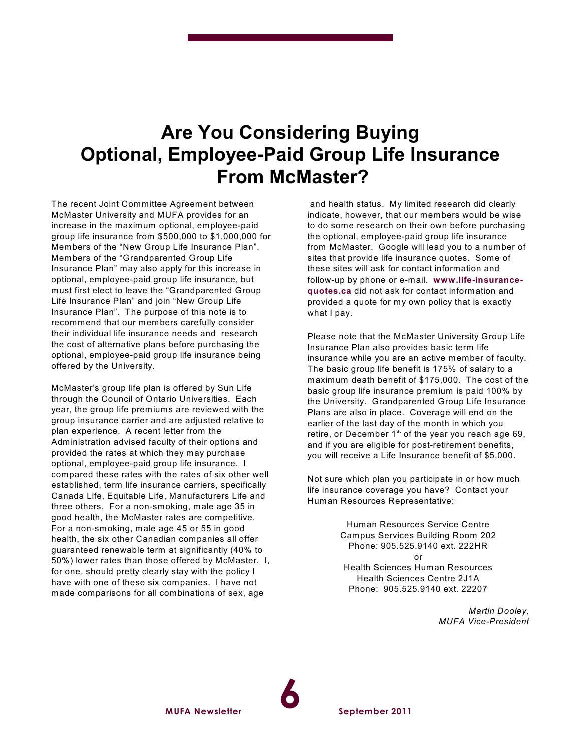# Are You Considering Buying Optional, Employee-Paid Group Life Insurance From McMaster?

The recent Joint Committee Agreement between McMaster University and MUFA provides for an increase in the maximum optional, employee-paid group life insurance from $500,000 to $1,000,000 for Members of the "New Group Life Insurance Plan". Members of the "Grandparented Group Life Insurance Plan" may also apply for this increase in optional, employee-paid group life insurance, but must first elect to leave the "Grandparented Group Life Insurance Plan" and join "New Group Life Insurance Plan". The purpose of this note is to recommend that our members carefully consider their individual life insurance needs and research the cost of alternative plans before purchasing the optional, employee-paid group life insurance being offered by the University.

McMaster's group life plan is offered by Sun Life through the Council of Ontario Universities. Each year, the group life premiums are reviewed with the group insurance carrier and are adjusted relative to plan experience. A recent letter from the Administration advised faculty of their options and provided the rates at which they may purchase optional, employee-paid group life insurance. I compared these rates with the rates of six other well established, term life insurance carriers, specifically Canada Life, Equitable Life, Manufacturers Life and three others. For a non-smoking, male age 35 in good health, the McMaster rates are competitive. For a non-smoking, male age 45 or 55 in good health, the six other Canadian companies all offer guaranteed renewable term at significantly (40% to 50%) lower rates than those offered by McMaster. I, for one, should pretty clearly stay with the policy I have with one of these six companies. I have not made comparisons for all combinations of sex, age and health status. My limited research did clearly indicate, however, that our members would be wise to do some research on their own before purchasing the optional, employee-paid group life insurance from McMaster. Google will lead you to a number of sites that provide life insurance quotes. Some of these sites will ask for contact information and follow-up by phone or e-mail. **www.life-insurance-quotes.ca** did not ask for contact information and provided a quote for my own policy that is exactly what I pay.

Please note that the McMaster University Group Life Insurance Plan also provides basic term life insurance while you are an active member of faculty. The basic group life benefit is 175% of salary to a maximum death benefit of $175,000. The cost of the basic group life insurance premium is paid 100% by the University. Grandparented Group Life Insurance Plans are also in place. Coverage will end on the earlier of the last day of the month in which you retire, or December 1st of the year you reach age 69, and if you are eligible for post-retirement benefits, you will receive a Life Insurance benefit of $5,000.

Not sure which plan you participate in or how much life insurance coverage you have? Contact your Human Resources Representative:

Human Resources Service Centre  
Campus Services Building Room 202  
Phone: 905.525.9140 ext. 222HR  
or  
Health Sciences Human Resources  
Health Sciences Centre 2J1A  
Phone: 905.525.9140 ext. 22207

*Martin Dooley,*  
*MUFA Vice-President*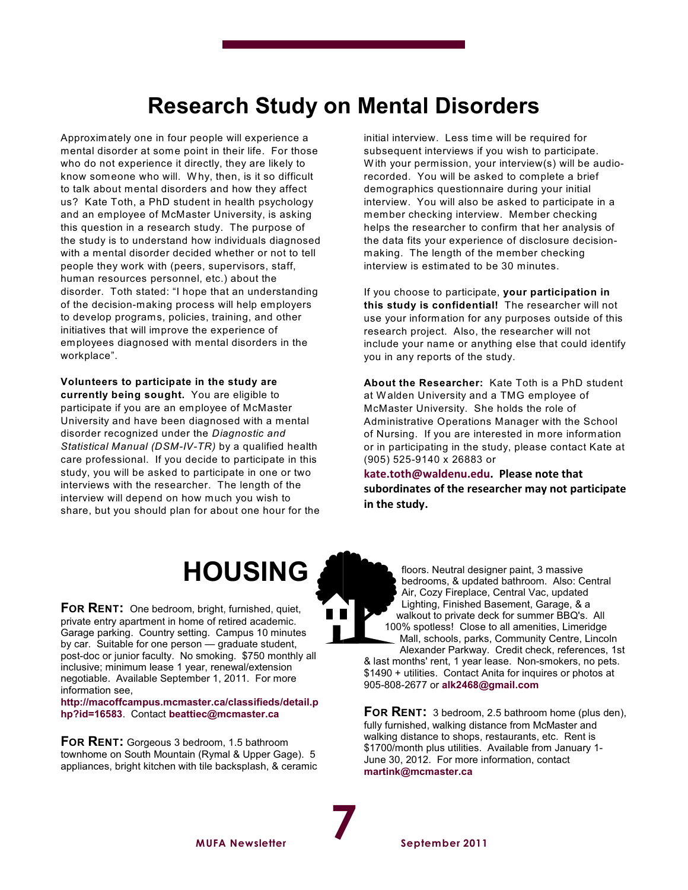# Research Study on Mental Disorders

Approximately one in four people will experience a mental disorder at some point in their life. For those who do not experience it directly, they are likely to know someone who will. Why, then, is it so difficult to talk about mental disorders and how they affect us? Kate Toth, a PhD student in health psychology and an employee of McMaster University, is asking this question in a research study. The purpose of the study is to understand how individuals diagnosed with a mental disorder decided whether or not to tell people they work with (peers, supervisors, staff, human resources personnel, etc.) about the disorder. Toth stated: "I hope that an understanding of the decision-making process will help employers to develop programs, policies, training, and other initiatives that will improve the experience of employees diagnosed with mental disorders in the workplace".

**Volunteers to participate in the study are currently being sought.** You are eligible to participate if you are an employee of McMaster University and have been diagnosed with a mental disorder recognized under the *Diagnostic and Statistical Manual (DSM-IV-TR)* by a qualified health care professional. If you decide to participate in this study, you will be asked to participate in one or two interviews with the researcher. The length of the interview will depend on how much you wish to share, but you should plan for about one hour for the initial interview. Less time will be required for subsequent interviews if you wish to participate. With your permission, your interview(s) will be audio-recorded. You will be asked to complete a brief demographics questionnaire during your initial interview. You will also be asked to participate in a member checking interview. Member checking helps the researcher to confirm that her analysis of the data fits your experience of disclosure decision-making. The length of the member checking interview is estimated to be 30 minutes.

If you choose to participate, **your participation in this study is confidential!** The researcher will not use your information for any purposes outside of this research project. Also, the researcher will not include your name or anything else that could identify you in any reports of the study.

**About the Researcher:** Kate Toth is a PhD student at Walden University and a TMG employee of McMaster University. She holds the role of Administrative Operations Manager with the School of Nursing. If you are interested in more information or in participating in the study, please contact Kate at (905) 525-9140 x 26883 or **kate.toth@waldenu.edu. Please note that subordinates of the researcher may not participate in the study.**

# HOUSING

**FOR RENT:** One bedroom, bright, furnished, quiet, private entry apartment in home of retired academic. Garage parking. Country setting. Campus 10 minutes by car. Suitable for one person — graduate student, post-doc or junior faculty. No smoking. $750 monthly all inclusive; minimum lease 1 year, renewal/extension negotiable. Available September 1, 2011. For more information see, **http://macoffcampus.mcmaster.ca/classifieds/detail.php?id=16583**. Contact **beattiec@mcmaster.ca**

**FOR RENT:** Gorgeous 3 bedroom, 1.5 bathroom townhome on South Mountain (Rymal & Upper Gage). 5 appliances, bright kitchen with tile backsplash, & ceramic floors. Neutral designer paint, 3 massive bedrooms, & updated bathroom. Also: Central Air, Cozy Fireplace, Central Vac, updated Lighting, Finished Basement, Garage, & a walkout to private deck for summer BBQ's. All 100% spotless! Close to all amenities, Limeridge Mall, schools, parks, Community Centre, Lincoln Alexander Parkway. Credit check, references, 1st & last months' rent, 1 year lease. Non-smokers, no pets. $1490 + utilities. Contact Anita for inquires or photos at 905-808-2677 or **alk2468@gmail.com**

**FOR RENT:** 3 bedroom, 2.5 bathroom home (plus den), fully furnished, walking distance from McMaster and walking distance to shops, restaurants, etc. Rent is $1700/month plus utilities. Available from January 1-June 30, 2012. For more information, contact **martink@mcmaster.ca**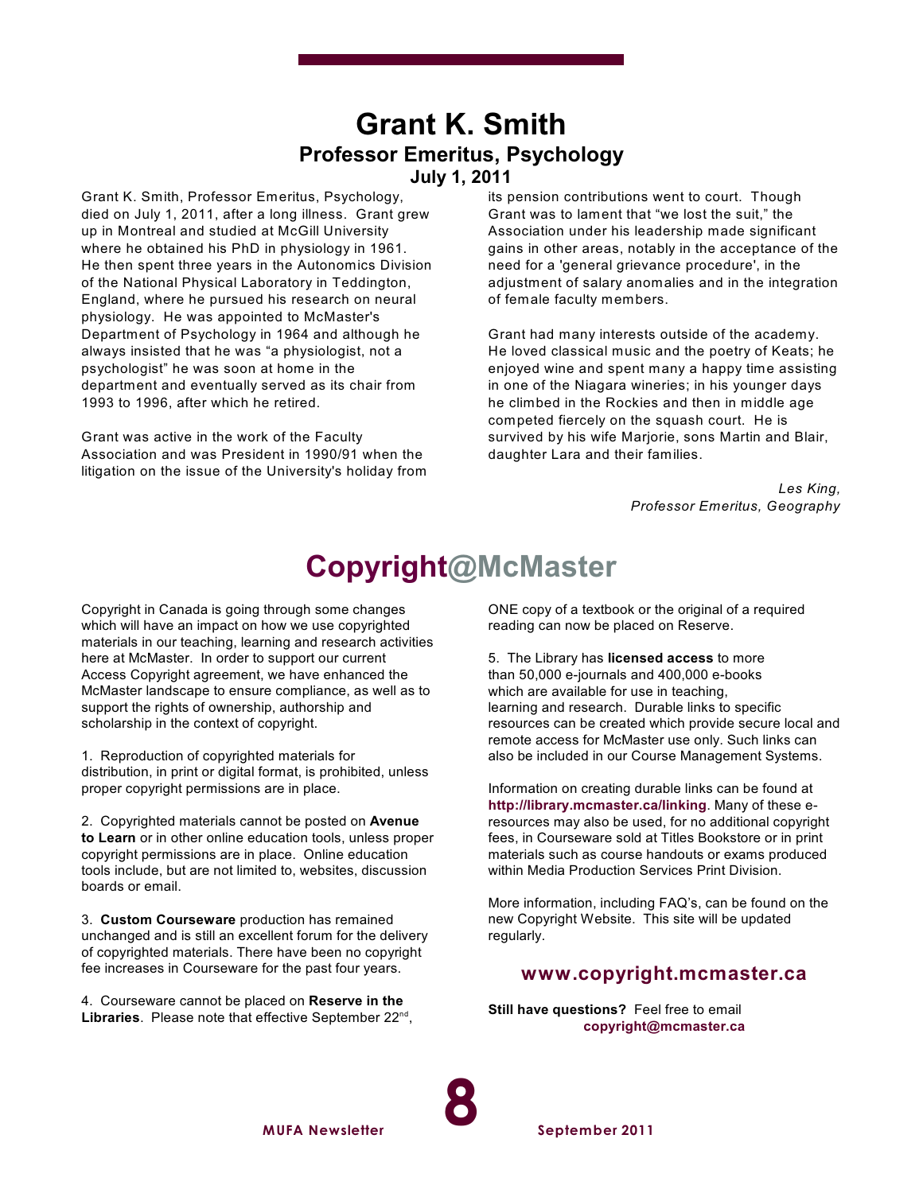# Grant K. Smith

## Professor Emeritus, Psychology

### July 1, 2011

Grant K. Smith, Professor Emeritus, Psychology, died on July 1, 2011, after a long illness. Grant grew up in Montreal and studied at McGill University where he obtained his PhD in physiology in 1961. He then spent three years in the Autonomics Division of the National Physical Laboratory in Teddington, England, where he pursued his research on neural physiology. He was appointed to McMaster's Department of Psychology in 1964 and although he always insisted that he was "a physiologist, not a psychologist" he was soon at home in the department and eventually served as its chair from 1993 to 1996, after which he retired.

Grant was active in the work of the Faculty Association and was President in 1990/91 when the litigation on the issue of the University's holiday from its pension contributions went to court. Though Grant was to lament that "we lost the suit," the Association under his leadership made significant gains in other areas, notably in the acceptance of the need for a 'general grievance procedure', in the adjustment of salary anomalies and in the integration of female faculty members.

Grant had many interests outside of the academy. He loved classical music and the poetry of Keats; he enjoyed wine and spent many a happy time assisting in one of the Niagara wineries; in his younger days he climbed in the Rockies and then in middle age competed fiercely on the squash court. He is survived by his wife Marjorie, sons Martin and Blair, daughter Lara and their families.

*Les King,*
*Professor Emeritus, Geography*

# Copyright@McMaster

Copyright in Canada is going through some changes which will have an impact on how we use copyrighted materials in our teaching, learning and research activities here at McMaster. In order to support our current Access Copyright agreement, we have enhanced the McMaster landscape to ensure compliance, as well as to support the rights of ownership, authorship and scholarship in the context of copyright.

1. Reproduction of copyrighted materials for distribution, in print or digital format, is prohibited, unless proper copyright permissions are in place.

2. Copyrighted materials cannot be posted on **Avenue to Learn** or in other online education tools, unless proper copyright permissions are in place. Online education tools include, but are not limited to, websites, discussion boards or email.

3. **Custom Courseware** production has remained unchanged and is still an excellent forum for the delivery of copyrighted materials. There have been no copyright fee increases in Courseware for the past four years.

4. Courseware cannot be placed on **Reserve in the Libraries**. Please note that effective September 22nd, ONE copy of a textbook or the original of a required reading can now be placed on Reserve.

5. The Library has **licensed access** to more than 50,000 e-journals and 400,000 e-books which are available for use in teaching, learning and research. Durable links to specific resources can be created which provide secure local and remote access for McMaster use only. Such links can also be included in our Course Management Systems.

Information on creating durable links can be found at **http://library.mcmaster.ca/linking**. Many of these e-resources may also be used, for no additional copyright fees, in Courseware sold at Titles Bookstore or in print materials such as course handouts or exams produced within Media Production Services Print Division.

More information, including FAQ's, can be found on the new Copyright Website. This site will be updated regularly.

**www.copyright.mcmaster.ca**

**Still have questions?** Feel free to email **copyright@mcmaster.ca**